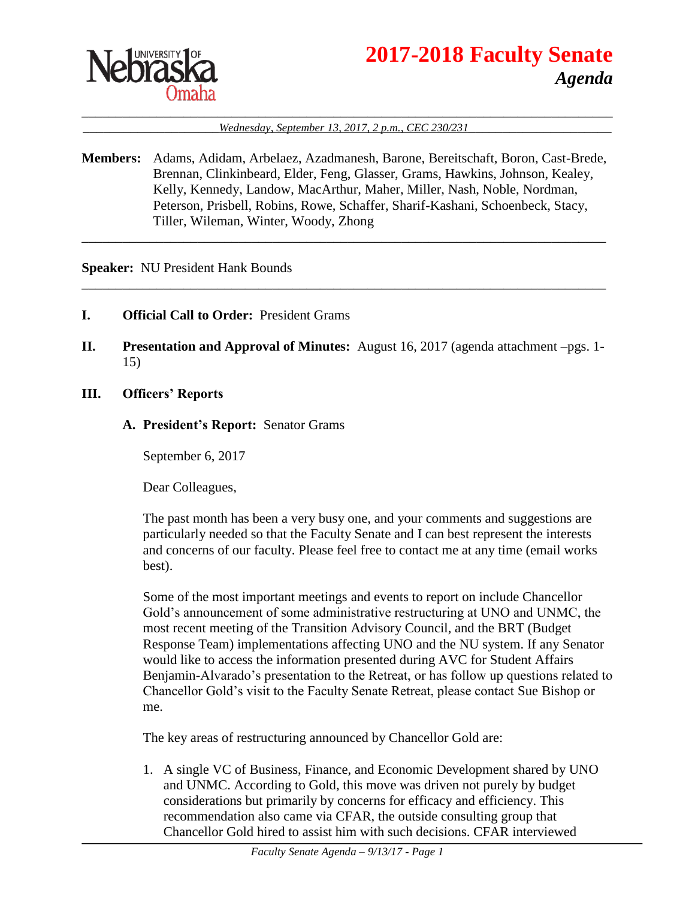# 2017-2018 Faculty Senate

## *Agenda*

*Wednesday, September 13, 2017, 2 p.m., CEC 230/231*

**Members:** Adams, Adidam, Arbelaez, Azadmanesh, Barone, Bereitschaft, Boron, Cast-Brede, Brennan, Clinkinbeard, Elder, Feng, Glasser, Grams, Hawkins, Johnson, Kealey, Kelly, Kennedy, Landow, MacArthur, Maher, Miller, Nash, Noble, Nordman, Peterson, Prisbell, Robins, Rowe, Schaffer, Sharif-Kashani, Schoenbeck, Stacy, Tiller, Wileman, Winter, Woody, Zhong

---

**Speaker:** NU President Hank Bounds

---

**I. Official Call to Order:** President Grams

**II. Presentation and Approval of Minutes:** August 16, 2017 (agenda attachment –pgs. 1-15)

**III. Officers' Reports**

**A. President's Report:** Senator Grams

September 6, 2017

Dear Colleagues,

The past month has been a very busy one, and your comments and suggestions are particularly needed so that the Faculty Senate and I can best represent the interests and concerns of our faculty. Please feel free to contact me at any time (email works best).

Some of the most important meetings and events to report on include Chancellor Gold's announcement of some administrative restructuring at UNO and UNMC, the most recent meeting of the Transition Advisory Council, and the BRT (Budget Response Team) implementations affecting UNO and the NU system. If any Senator would like to access the information presented during AVC for Student Affairs Benjamin-Alvarado's presentation to the Retreat, or has follow up questions related to Chancellor Gold's visit to the Faculty Senate Retreat, please contact Sue Bishop or me.

The key areas of restructuring announced by Chancellor Gold are:

1. A single VC of Business, Finance, and Economic Development shared by UNO and UNMC. According to Gold, this move was driven not purely by budget considerations but primarily by concerns for efficacy and efficiency. This recommendation also came via CFAR, the outside consulting group that Chancellor Gold hired to assist him with such decisions. CFAR interviewed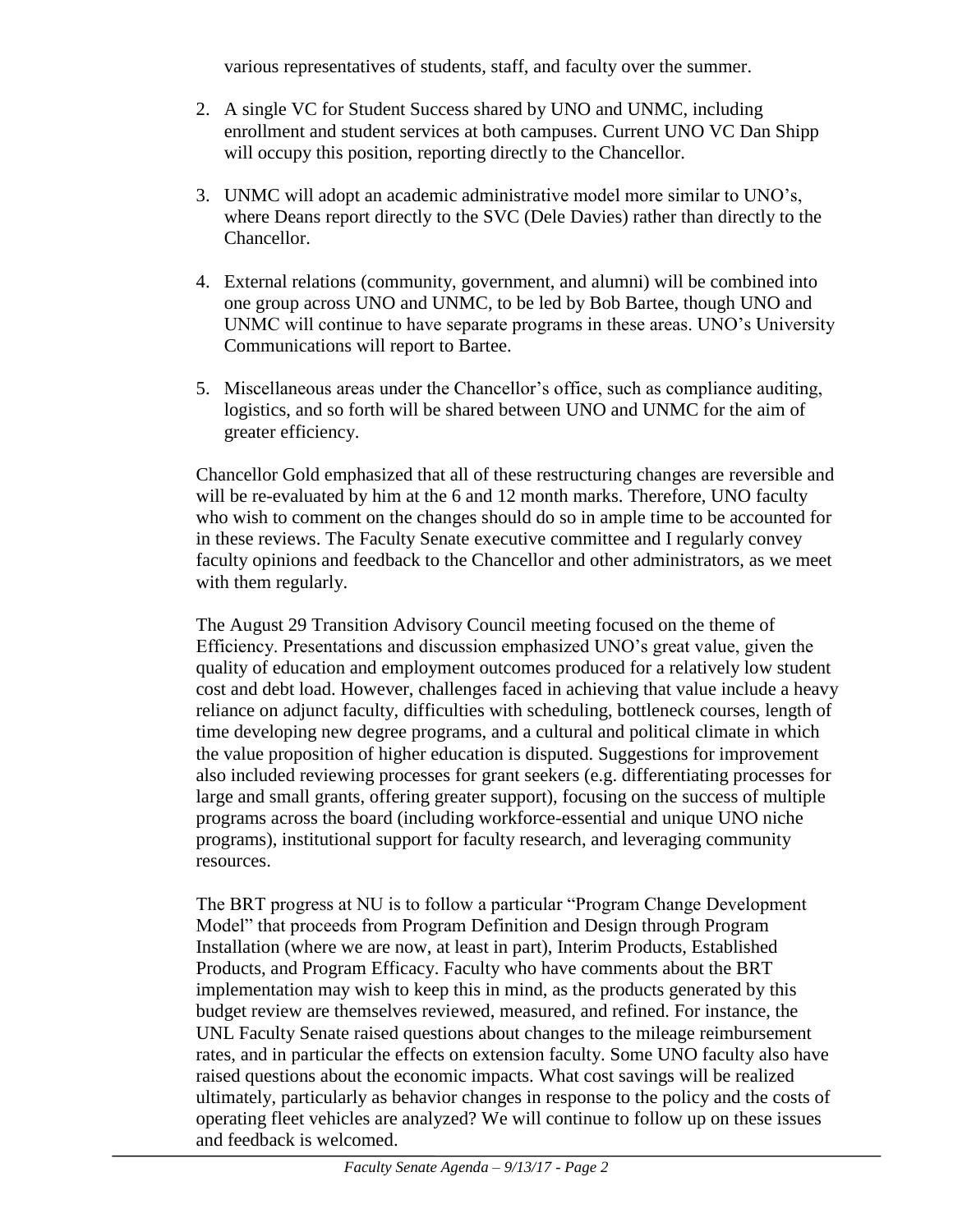various representatives of students, staff, and faculty over the summer.

2. A single VC for Student Success shared by UNO and UNMC, including enrollment and student services at both campuses. Current UNO VC Dan Shipp will occupy this position, reporting directly to the Chancellor.

3. UNMC will adopt an academic administrative model more similar to UNO's, where Deans report directly to the SVC (Dele Davies) rather than directly to the Chancellor.

4. External relations (community, government, and alumni) will be combined into one group across UNO and UNMC, to be led by Bob Bartee, though UNO and UNMC will continue to have separate programs in these areas. UNO's University Communications will report to Bartee.

5. Miscellaneous areas under the Chancellor's office, such as compliance auditing, logistics, and so forth will be shared between UNO and UNMC for the aim of greater efficiency.

Chancellor Gold emphasized that all of these restructuring changes are reversible and will be re-evaluated by him at the 6 and 12 month marks. Therefore, UNO faculty who wish to comment on the changes should do so in ample time to be accounted for in these reviews. The Faculty Senate executive committee and I regularly convey faculty opinions and feedback to the Chancellor and other administrators, as we meet with them regularly.

The August 29 Transition Advisory Council meeting focused on the theme of Efficiency. Presentations and discussion emphasized UNO's great value, given the quality of education and employment outcomes produced for a relatively low student cost and debt load. However, challenges faced in achieving that value include a heavy reliance on adjunct faculty, difficulties with scheduling, bottleneck courses, length of time developing new degree programs, and a cultural and political climate in which the value proposition of higher education is disputed. Suggestions for improvement also included reviewing processes for grant seekers (e.g. differentiating processes for large and small grants, offering greater support), focusing on the success of multiple programs across the board (including workforce-essential and unique UNO niche programs), institutional support for faculty research, and leveraging community resources.

The BRT progress at NU is to follow a particular "Program Change Development Model" that proceeds from Program Definition and Design through Program Installation (where we are now, at least in part), Interim Products, Established Products, and Program Efficacy. Faculty who have comments about the BRT implementation may wish to keep this in mind, as the products generated by this budget review are themselves reviewed, measured, and refined. For instance, the UNL Faculty Senate raised questions about changes to the mileage reimbursement rates, and in particular the effects on extension faculty. Some UNO faculty also have raised questions about the economic impacts. What cost savings will be realized ultimately, particularly as behavior changes in response to the policy and the costs of operating fleet vehicles are analyzed? We will continue to follow up on these issues and feedback is welcomed.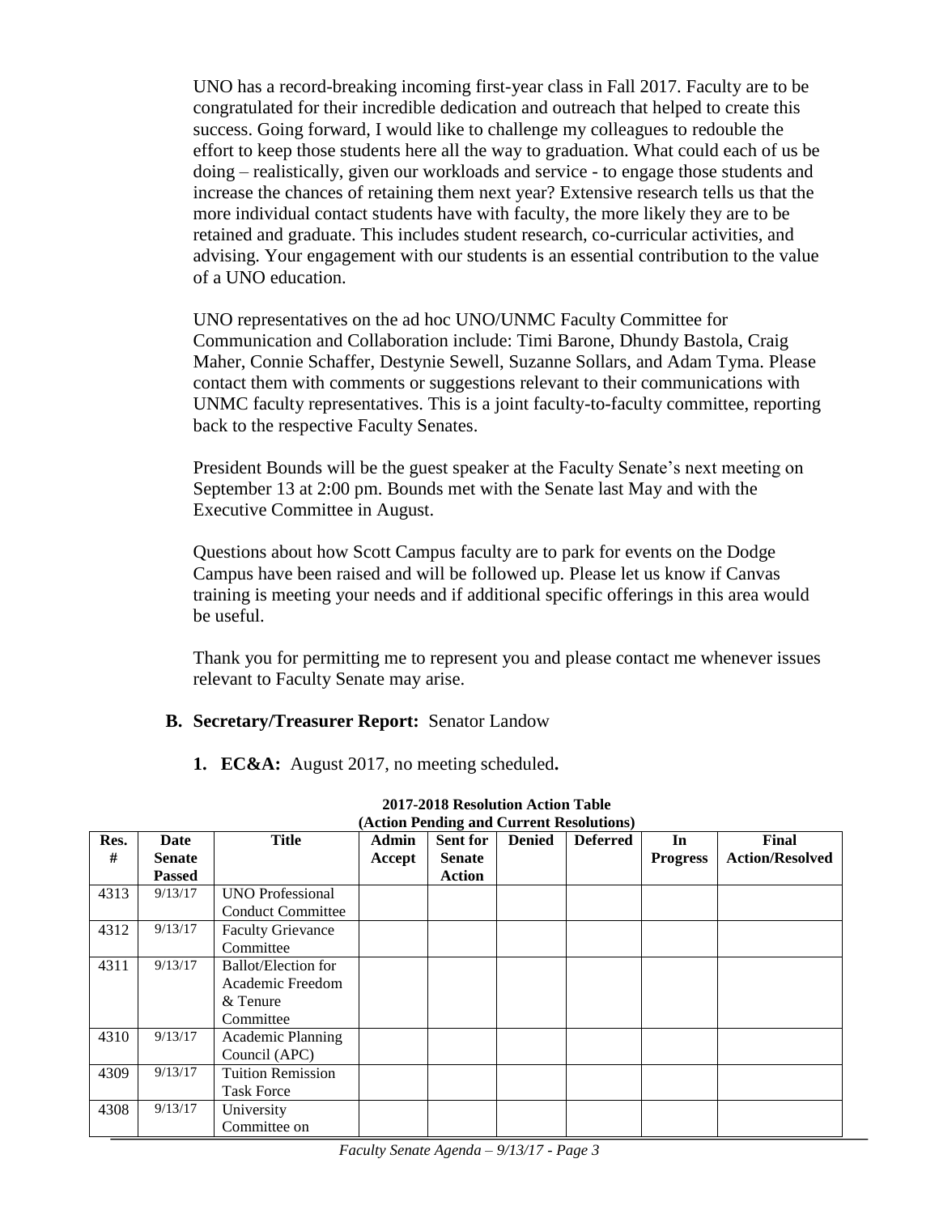UNO has a record-breaking incoming first-year class in Fall 2017. Faculty are to be congratulated for their incredible dedication and outreach that helped to create this success. Going forward, I would like to challenge my colleagues to redouble the effort to keep those students here all the way to graduation. What could each of us be doing – realistically, given our workloads and service - to engage those students and increase the chances of retaining them next year? Extensive research tells us that the more individual contact students have with faculty, the more likely they are to be retained and graduate. This includes student research, co-curricular activities, and advising. Your engagement with our students is an essential contribution to the value of a UNO education.

UNO representatives on the ad hoc UNO/UNMC Faculty Committee for Communication and Collaboration include: Timi Barone, Dhundy Bastola, Craig Maher, Connie Schaffer, Destynie Sewell, Suzanne Sollars, and Adam Tyma. Please contact them with comments or suggestions relevant to their communications with UNMC faculty representatives. This is a joint faculty-to-faculty committee, reporting back to the respective Faculty Senates.

President Bounds will be the guest speaker at the Faculty Senate's next meeting on September 13 at 2:00 pm. Bounds met with the Senate last May and with the Executive Committee in August.

Questions about how Scott Campus faculty are to park for events on the Dodge Campus have been raised and will be followed up. Please let us know if Canvas training is meeting your needs and if additional specific offerings in this area would be useful.

Thank you for permitting me to represent you and please contact me whenever issues relevant to Faculty Senate may arise.

**B. Secretary/Treasurer Report:** Senator Landow

**1. EC&A:** August 2017, no meeting scheduled**.**

**2017-2018 Resolution Action Table**
**(Action Pending and Current Resolutions)**

| Res. # | Date Senate Passed | Title | Admin Accept | Sent for Senate Action | Denied | Deferred | In Progress | Final Action/Resolved |
|---|---|---|---|---|---|---|---|---|
| 4313 | 9/13/17 | UNO Professional Conduct Committee | | | | | | |
| 4312 | 9/13/17 | Faculty Grievance Committee | | | | | | |
| 4311 | 9/13/17 | Ballot/Election for Academic Freedom & Tenure Committee | | | | | | |
| 4310 | 9/13/17 | Academic Planning Council (APC) | | | | | | |
| 4309 | 9/13/17 | Tuition Remission Task Force | | | | | | |
| 4308 | 9/13/17 | University Committee on | | | | | | |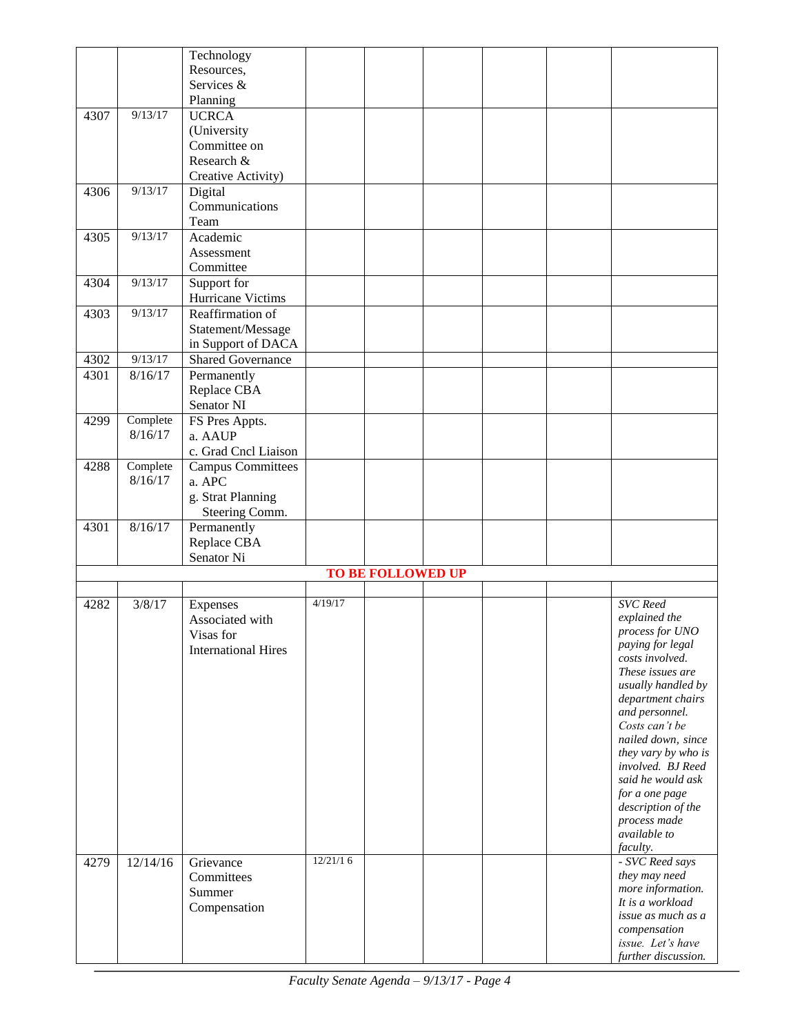|  |  |  |  |  |  |  |  |  |
|---|---|---|---|---|---|---|---|---|
|  |  | Technology Resources, Services & Planning |  |  |  |  |  |  |
| 4307 | 9/13/17 | UCRCA (University Committee on Research & Creative Activity) |  |  |  |  |  |  |
| 4306 | 9/13/17 | Digital Communications Team |  |  |  |  |  |  |
| 4305 | 9/13/17 | Academic Assessment Committee |  |  |  |  |  |  |
| 4304 | 9/13/17 | Support for Hurricane Victims |  |  |  |  |  |  |
| 4303 | 9/13/17 | Reaffirmation of Statement/Message in Support of DACA |  |  |  |  |  |  |
| 4302 | 9/13/17 | Shared Governance |  |  |  |  |  |  |
| 4301 | 8/16/17 | Permanently Replace CBA Senator NI |  |  |  |  |  |  |
| 4299 | Complete 8/16/17 | FS Pres Appts. a. AAUP c. Grad Cncl Liaison |  |  |  |  |  |  |
| 4288 | Complete 8/16/17 | Campus Committees a. APC g. Strat Planning Steering Comm. |  |  |  |  |  |  |
| 4301 | 8/16/17 | Permanently Replace CBA Senator Ni |  |  |  |  |  |  |
|  |  |  |  | **TO BE FOLLOWED UP** |  |  |  |  |
|  |  |  |  |  |  |  |  |  |
| 4282 | 3/8/17 | Expenses Associated with Visas for International Hires | 4/19/17 |  |  |  |  | *SVC Reed explained the process for UNO paying for legal costs involved. These issues are usually handled by department chairs and personnel. Costs can't be nailed down, since they vary by who is involved. BJ Reed said he would ask for a one page description of the process made available to faculty.* |
| 4279 | 12/14/16 | Grievance Committees Summer Compensation | 12/21/16 |  |  |  |  | *- SVC Reed says they may need more information. It is a workload issue as much as a compensation issue. Let's have further discussion.* |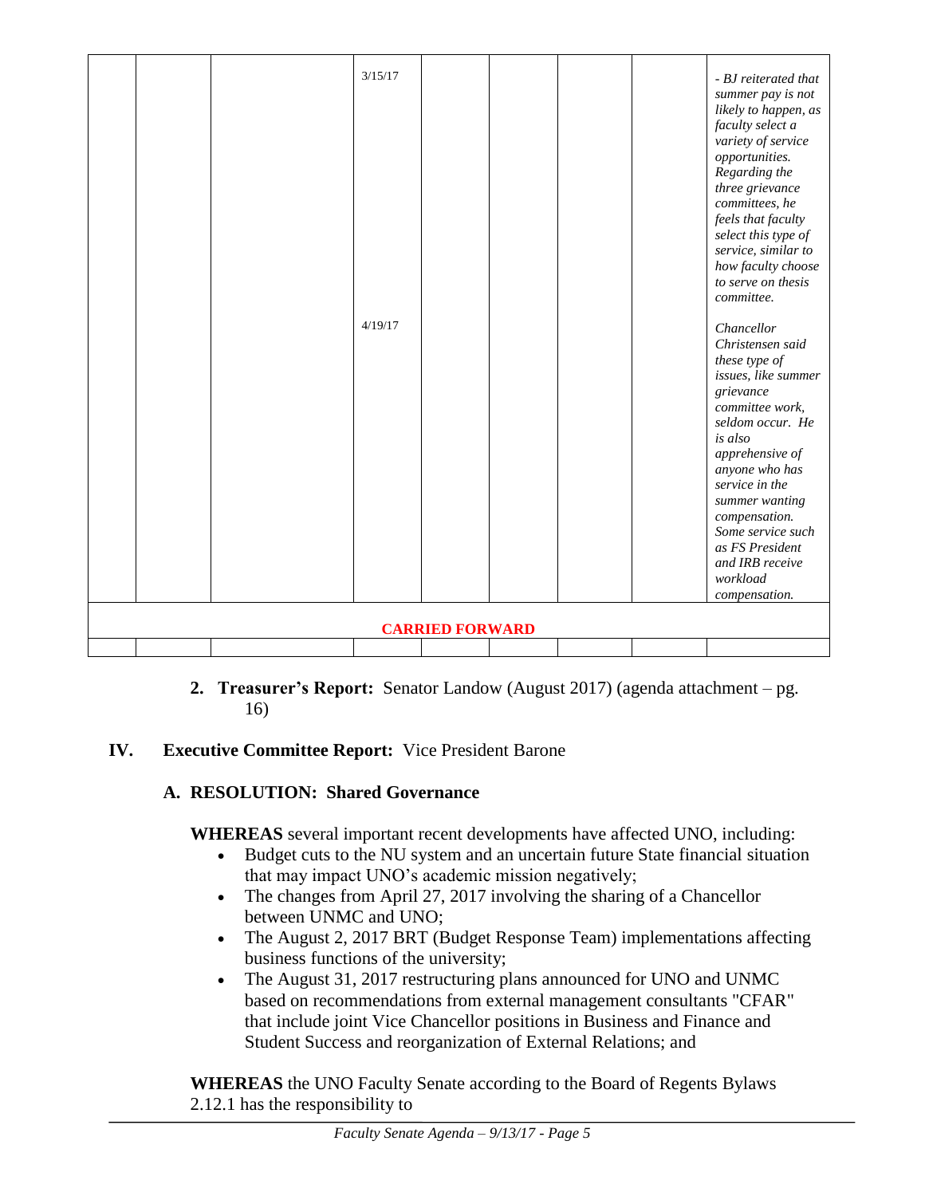| | | | | | | | | |
|---|---|---|---|---|---|---|---|---|
| | | | 3/15/17 | | | | | *- BJ reiterated that summer pay is not likely to happen, as faculty select a variety of service opportunities. Regarding the three grievance committees, he feels that faculty select this type of service, similar to how faculty choose to serve on thesis committee.* |
| | | | 4/19/17 | | | | | *Chancellor Christensen said these type of issues, like summer grievance committee work, seldom occur. He is also apprehensive of anyone who has service in the summer wanting compensation. Some service such as FS President and IRB receive workload compensation.* |
| **CARRIED FORWARD** | | | | | | | | |
| | | | | | | | | |

2. **Treasurer's Report:** Senator Landow (August 2017) (agenda attachment – pg. 16)

## IV. Executive Committee Report: Vice President Barone

### A. RESOLUTION: Shared Governance

**WHEREAS** several important recent developments have affected UNO, including:

- Budget cuts to the NU system and an uncertain future State financial situation that may impact UNO's academic mission negatively;
- The changes from April 27, 2017 involving the sharing of a Chancellor between UNMC and UNO;
- The August 2, 2017 BRT (Budget Response Team) implementations affecting business functions of the university;
- The August 31, 2017 restructuring plans announced for UNO and UNMC based on recommendations from external management consultants "CFAR" that include joint Vice Chancellor positions in Business and Finance and Student Success and reorganization of External Relations; and

**WHEREAS** the UNO Faculty Senate according to the Board of Regents Bylaws 2.12.1 has the responsibility to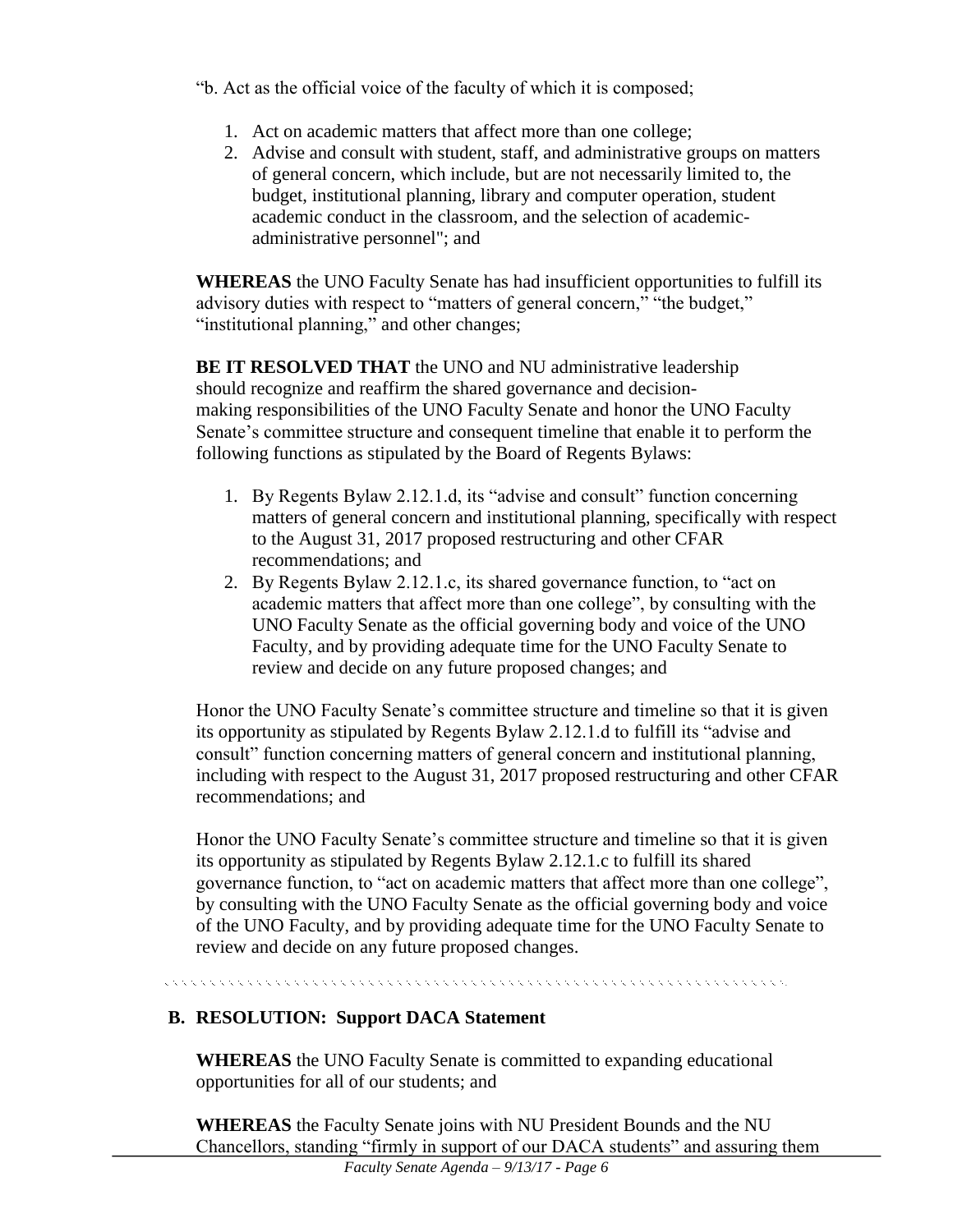"b. Act as the official voice of the faculty of which it is composed;

1. Act on academic matters that affect more than one college;
2. Advise and consult with student, staff, and administrative groups on matters of general concern, which include, but are not necessarily limited to, the budget, institutional planning, library and computer operation, student academic conduct in the classroom, and the selection of academic-administrative personnel"; and

**WHEREAS** the UNO Faculty Senate has had insufficient opportunities to fulfill its advisory duties with respect to "matters of general concern," "the budget," "institutional planning," and other changes;

**BE IT RESOLVED THAT** the UNO and NU administrative leadership should recognize and reaffirm the shared governance and decision-making responsibilities of the UNO Faculty Senate and honor the UNO Faculty Senate's committee structure and consequent timeline that enable it to perform the following functions as stipulated by the Board of Regents Bylaws:

1. By Regents Bylaw 2.12.1.d, its "advise and consult" function concerning matters of general concern and institutional planning, specifically with respect to the August 31, 2017 proposed restructuring and other CFAR recommendations; and
2. By Regents Bylaw 2.12.1.c, its shared governance function, to "act on academic matters that affect more than one college", by consulting with the UNO Faculty Senate as the official governing body and voice of the UNO Faculty, and by providing adequate time for the UNO Faculty Senate to review and decide on any future proposed changes; and

Honor the UNO Faculty Senate's committee structure and timeline so that it is given its opportunity as stipulated by Regents Bylaw 2.12.1.d to fulfill its "advise and consult" function concerning matters of general concern and institutional planning, including with respect to the August 31, 2017 proposed restructuring and other CFAR recommendations; and

Honor the UNO Faculty Senate's committee structure and timeline so that it is given its opportunity as stipulated by Regents Bylaw 2.12.1.c to fulfill its shared governance function, to "act on academic matters that affect more than one college", by consulting with the UNO Faculty Senate as the official governing body and voice of the UNO Faculty, and by providing adequate time for the UNO Faculty Senate to review and decide on any future proposed changes.

---

**B. RESOLUTION: Support DACA Statement**

**WHEREAS** the UNO Faculty Senate is committed to expanding educational opportunities for all of our students; and

**WHEREAS** the Faculty Senate joins with NU President Bounds and the NU Chancellors, standing "firmly in support of our DACA students" and assuring them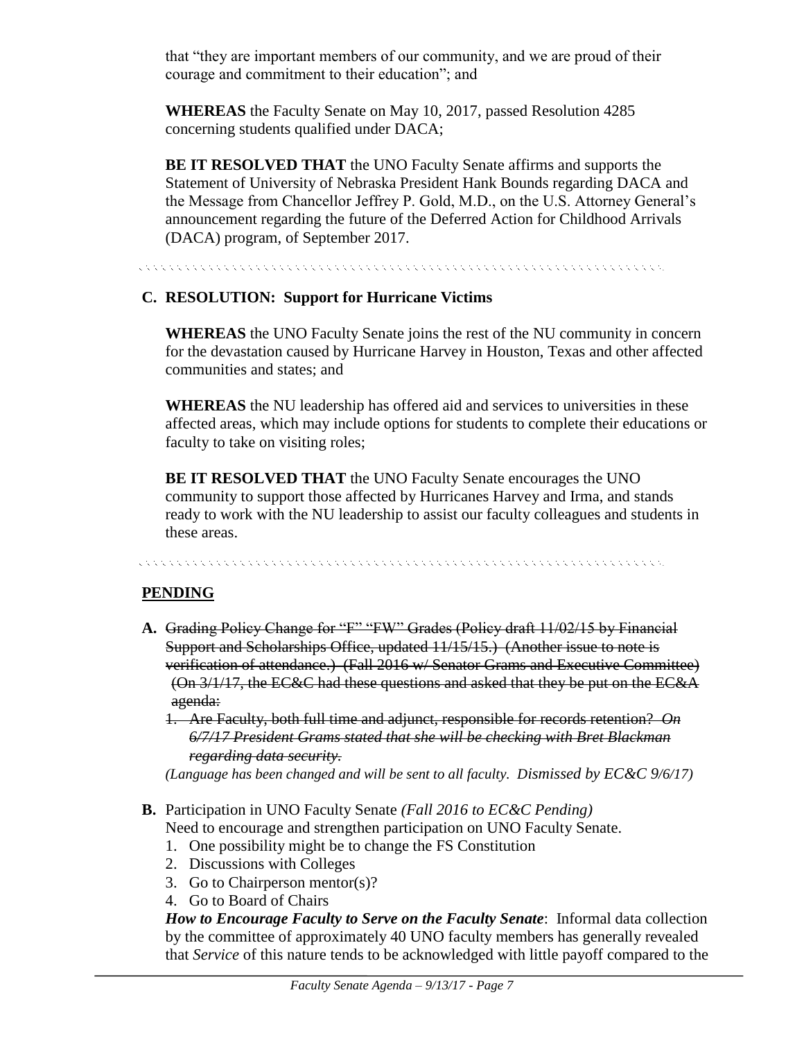that "they are important members of our community, and we are proud of their courage and commitment to their education"; and

**WHEREAS** the Faculty Senate on May 10, 2017, passed Resolution 4285 concerning students qualified under DACA;

**BE IT RESOLVED THAT** the UNO Faculty Senate affirms and supports the Statement of University of Nebraska President Hank Bounds regarding DACA and the Message from Chancellor Jeffrey P. Gold, M.D., on the U.S. Attorney General's announcement regarding the future of the Deferred Action for Childhood Arrivals (DACA) program, of September 2017.

---

**C. RESOLUTION: Support for Hurricane Victims**

**WHEREAS** the UNO Faculty Senate joins the rest of the NU community in concern for the devastation caused by Hurricane Harvey in Houston, Texas and other affected communities and states; and

**WHEREAS** the NU leadership has offered aid and services to universities in these affected areas, which may include options for students to complete their educations or faculty to take on visiting roles;

**BE IT RESOLVED THAT** the UNO Faculty Senate encourages the UNO community to support those affected by Hurricanes Harvey and Irma, and stands ready to work with the NU leadership to assist our faculty colleagues and students in these areas.

---

## PENDING

**A.** ~~Grading Policy Change for "F" "FW" Grades (Policy draft 11/02/15 by Financial Support and Scholarships Office, updated 11/15/15.) (Another issue to note is verification of attendance.) (Fall 2016 w/ Senator Grams and Executive Committee) (On 3/1/17, the EC&C had these questions and asked that they be put on the EC&A agenda:~~

1. ~~Are Faculty, both full time and adjunct, responsible for records retention? *On 6/7/17 President Grams stated that she will be checking with Bret Blackman regarding data security.*~~

*(Language has been changed and will be sent to all faculty. Dismissed by EC&C 9/6/17)*

**B.** Participation in UNO Faculty Senate *(Fall 2016 to EC&C Pending)*
Need to encourage and strengthen participation on UNO Faculty Senate.

1. One possibility might be to change the FS Constitution
2. Discussions with Colleges
3. Go to Chairperson mentor(s)?
4. Go to Board of Chairs

***How to Encourage Faculty to Serve on the Faculty Senate***: Informal data collection by the committee of approximately 40 UNO faculty members has generally revealed that *Service* of this nature tends to be acknowledged with little payoff compared to the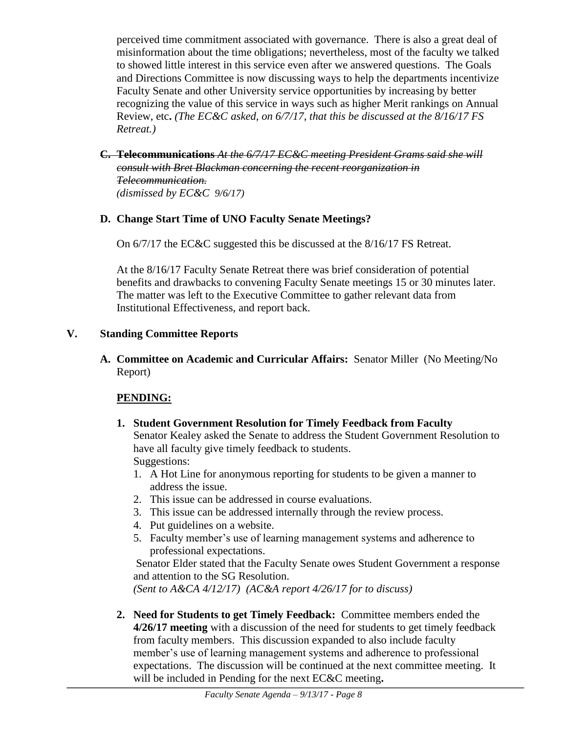perceived time commitment associated with governance. There is also a great deal of misinformation about the time obligations; nevertheless, most of the faculty we talked to showed little interest in this service even after we answered questions. The Goals and Directions Committee is now discussing ways to help the departments incentivize Faculty Senate and other University service opportunities by increasing by better recognizing the value of this service in ways such as higher Merit rankings on Annual Review, etc**.** *(The EC&C asked, on 6/7/17, that this be discussed at the 8/16/17 FS Retreat.)*

**C. ~~Telecommunications~~** ~~*At the 6/7/17 EC&C meeting President Grams said she will consult with Bret Blackman concerning the recent reorganization in Telecommunication.*~~
*(dismissed by EC&C 9/6/17)*

**D. Change Start Time of UNO Faculty Senate Meetings?**

On 6/7/17 the EC&C suggested this be discussed at the 8/16/17 FS Retreat.

At the 8/16/17 Faculty Senate Retreat there was brief consideration of potential benefits and drawbacks to convening Faculty Senate meetings 15 or 30 minutes later. The matter was left to the Executive Committee to gather relevant data from Institutional Effectiveness, and report back.

## V. Standing Committee Reports

**A. Committee on Academic and Curricular Affairs:** Senator Miller (No Meeting/No Report)

**PENDING:**

**1. Student Government Resolution for Timely Feedback from Faculty**
Senator Kealey asked the Senate to address the Student Government Resolution to have all faculty give timely feedback to students.
Suggestions:

1. A Hot Line for anonymous reporting for students to be given a manner to address the issue.
2. This issue can be addressed in course evaluations.
3. This issue can be addressed internally through the review process.
4. Put guidelines on a website.
5. Faculty member's use of learning management systems and adherence to professional expectations.

Senator Elder stated that the Faculty Senate owes Student Government a response and attention to the SG Resolution.
*(Sent to A&CA 4/12/17) (AC&A report 4/26/17 for to discuss)*

**2. Need for Students to get Timely Feedback:** Committee members ended the **4/26/17 meeting** with a discussion of the need for students to get timely feedback from faculty members. This discussion expanded to also include faculty member's use of learning management systems and adherence to professional expectations. The discussion will be continued at the next committee meeting. It will be included in Pending for the next EC&C meeting**.**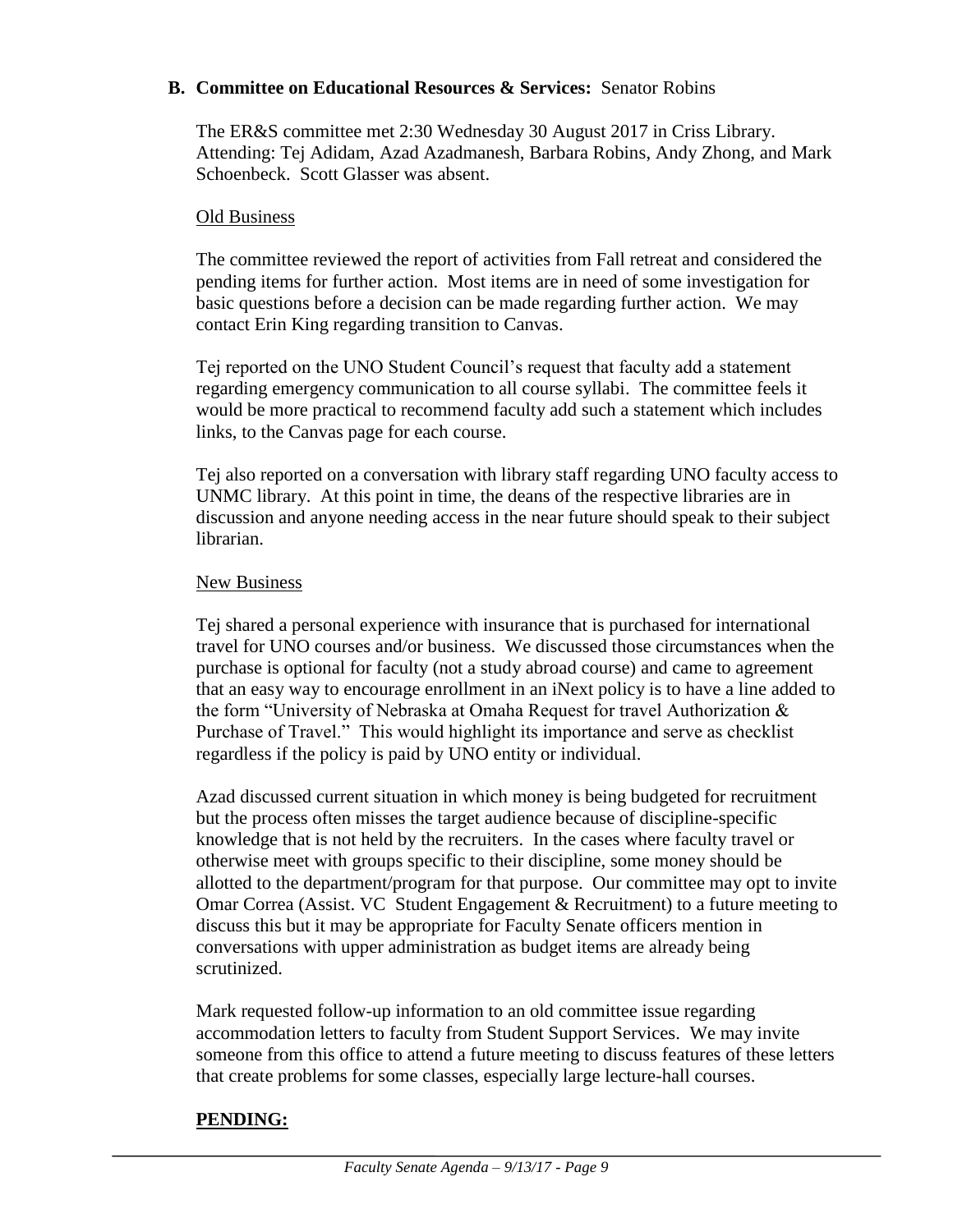### B. Committee on Educational Resources & Services: Senator Robins

The ER&S committee met 2:30 Wednesday 30 August 2017 in Criss Library. Attending: Tej Adidam, Azad Azadmanesh, Barbara Robins, Andy Zhong, and Mark Schoenbeck. Scott Glasser was absent.

Old Business

The committee reviewed the report of activities from Fall retreat and considered the pending items for further action. Most items are in need of some investigation for basic questions before a decision can be made regarding further action. We may contact Erin King regarding transition to Canvas.

Tej reported on the UNO Student Council's request that faculty add a statement regarding emergency communication to all course syllabi. The committee feels it would be more practical to recommend faculty add such a statement which includes links, to the Canvas page for each course.

Tej also reported on a conversation with library staff regarding UNO faculty access to UNMC library. At this point in time, the deans of the respective libraries are in discussion and anyone needing access in the near future should speak to their subject librarian.

New Business

Tej shared a personal experience with insurance that is purchased for international travel for UNO courses and/or business. We discussed those circumstances when the purchase is optional for faculty (not a study abroad course) and came to agreement that an easy way to encourage enrollment in an iNext policy is to have a line added to the form "University of Nebraska at Omaha Request for travel Authorization & Purchase of Travel." This would highlight its importance and serve as checklist regardless if the policy is paid by UNO entity or individual.

Azad discussed current situation in which money is being budgeted for recruitment but the process often misses the target audience because of discipline-specific knowledge that is not held by the recruiters. In the cases where faculty travel or otherwise meet with groups specific to their discipline, some money should be allotted to the department/program for that purpose. Our committee may opt to invite Omar Correa (Assist. VC Student Engagement & Recruitment) to a future meeting to discuss this but it may be appropriate for Faculty Senate officers mention in conversations with upper administration as budget items are already being scrutinized.

Mark requested follow-up information to an old committee issue regarding accommodation letters to faculty from Student Support Services. We may invite someone from this office to attend a future meeting to discuss features of these letters that create problems for some classes, especially large lecture-hall courses.

**PENDING:**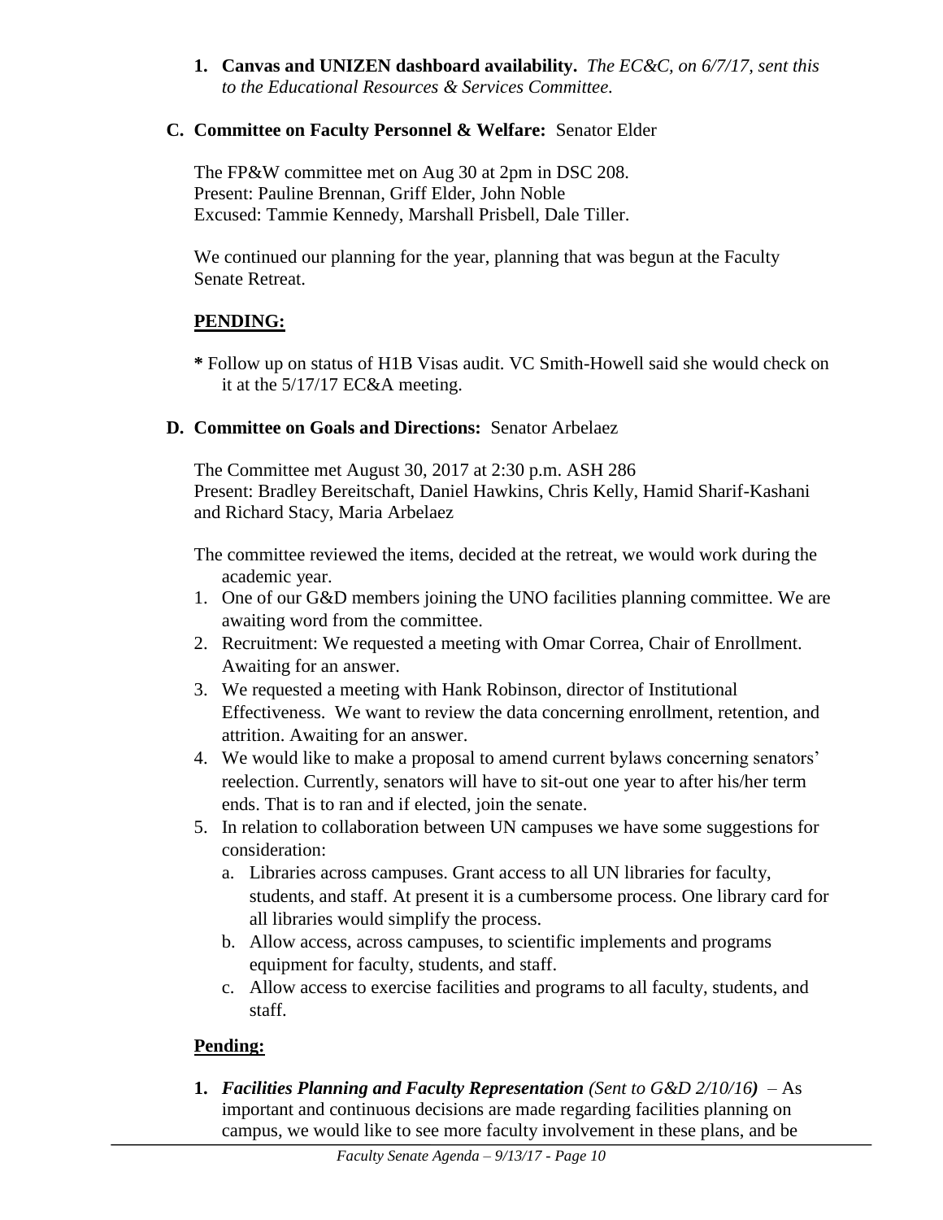1. **Canvas and UNIZEN dashboard availability.** *The EC&C, on 6/7/17, sent this to the Educational Resources & Services Committee.*

### C. Committee on Faculty Personnel & Welfare: Senator Elder

The FP&W committee met on Aug 30 at 2pm in DSC 208.
Present: Pauline Brennan, Griff Elder, John Noble
Excused: Tammie Kennedy, Marshall Prisbell, Dale Tiller.

We continued our planning for the year, planning that was begun at the Faculty Senate Retreat.

**PENDING:**

**\*** Follow up on status of H1B Visas audit. VC Smith-Howell said she would check on it at the 5/17/17 EC&A meeting.

### D. Committee on Goals and Directions: Senator Arbelaez

The Committee met August 30, 2017 at 2:30 p.m. ASH 286
Present: Bradley Bereitschaft, Daniel Hawkins, Chris Kelly, Hamid Sharif-Kashani and Richard Stacy, Maria Arbelaez

The committee reviewed the items, decided at the retreat, we would work during the academic year.

1. One of our G&D members joining the UNO facilities planning committee. We are awaiting word from the committee.
2. Recruitment: We requested a meeting with Omar Correa, Chair of Enrollment. Awaiting for an answer.
3. We requested a meeting with Hank Robinson, director of Institutional Effectiveness. We want to review the data concerning enrollment, retention, and attrition. Awaiting for an answer.
4. We would like to make a proposal to amend current bylaws concerning senators' reelection. Currently, senators will have to sit-out one year to after his/her term ends. That is to ran and if elected, join the senate.
5. In relation to collaboration between UN campuses we have some suggestions for consideration:
   a. Libraries across campuses. Grant access to all UN libraries for faculty, students, and staff. At present it is a cumbersome process. One library card for all libraries would simplify the process.
   b. Allow access, across campuses, to scientific implements and programs equipment for faculty, students, and staff.
   c. Allow access to exercise facilities and programs to all faculty, students, and staff.

**Pending:**

1. ***Facilities Planning and Faculty Representation*** *(Sent to G&D 2/10/16)* – As important and continuous decisions are made regarding facilities planning on campus, we would like to see more faculty involvement in these plans, and be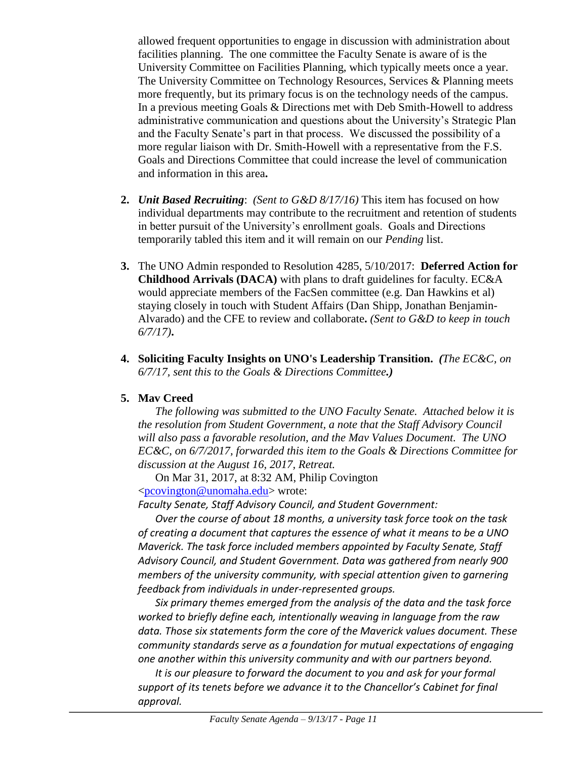allowed frequent opportunities to engage in discussion with administration about facilities planning. The one committee the Faculty Senate is aware of is the University Committee on Facilities Planning, which typically meets once a year. The University Committee on Technology Resources, Services & Planning meets more frequently, but its primary focus is on the technology needs of the campus. In a previous meeting Goals & Directions met with Deb Smith-Howell to address administrative communication and questions about the University's Strategic Plan and the Faculty Senate's part in that process. We discussed the possibility of a more regular liaison with Dr. Smith-Howell with a representative from the F.S. Goals and Directions Committee that could increase the level of communication and information in this area**.**

2. ***Unit Based Recruiting***: *(Sent to G&D 8/17/16)* This item has focused on how individual departments may contribute to the recruitment and retention of students in better pursuit of the University's enrollment goals. Goals and Directions temporarily tabled this item and it will remain on our *Pending* list.

3. The UNO Admin responded to Resolution 4285, 5/10/2017: **Deferred Action for Childhood Arrivals (DACA)** with plans to draft guidelines for faculty. EC&A would appreciate members of the FacSen committee (e.g. Dan Hawkins et al) staying closely in touch with Student Affairs (Dan Shipp, Jonathan Benjamin-Alvarado) and the CFE to review and collaborate**.** *(Sent to G&D to keep in touch 6/7/17)***.**

4. **Soliciting Faculty Insights on UNO's Leadership Transition.** ***(****The EC&C, on 6/7/17, sent this to the Goals & Directions Committee****.)***

5. **Mav Creed**

   *The following was submitted to the UNO Faculty Senate. Attached below it is the resolution from Student Government, a note that the Staff Advisory Council will also pass a favorable resolution, and the Mav Values Document. The UNO EC&C, on 6/7/2017, forwarded this item to the Goals & Directions Committee for discussion at the August 16, 2017, Retreat.*

   On Mar 31, 2017, at 8:32 AM, Philip Covington <pcovington@unomaha.edu> wrote:

   *Faculty Senate, Staff Advisory Council, and Student Government:*

   *Over the course of about 18 months, a university task force took on the task of creating a document that captures the essence of what it means to be a UNO Maverick. The task force included members appointed by Faculty Senate, Staff Advisory Council, and Student Government. Data was gathered from nearly 900 members of the university community, with special attention given to garnering feedback from individuals in under-represented groups.*

   *Six primary themes emerged from the analysis of the data and the task force worked to briefly define each, intentionally weaving in language from the raw data. Those six statements form the core of the Maverick values document. These community standards serve as a foundation for mutual expectations of engaging one another within this university community and with our partners beyond.*

   *It is our pleasure to forward the document to you and ask for your formal support of its tenets before we advance it to the Chancellor's Cabinet for final approval.*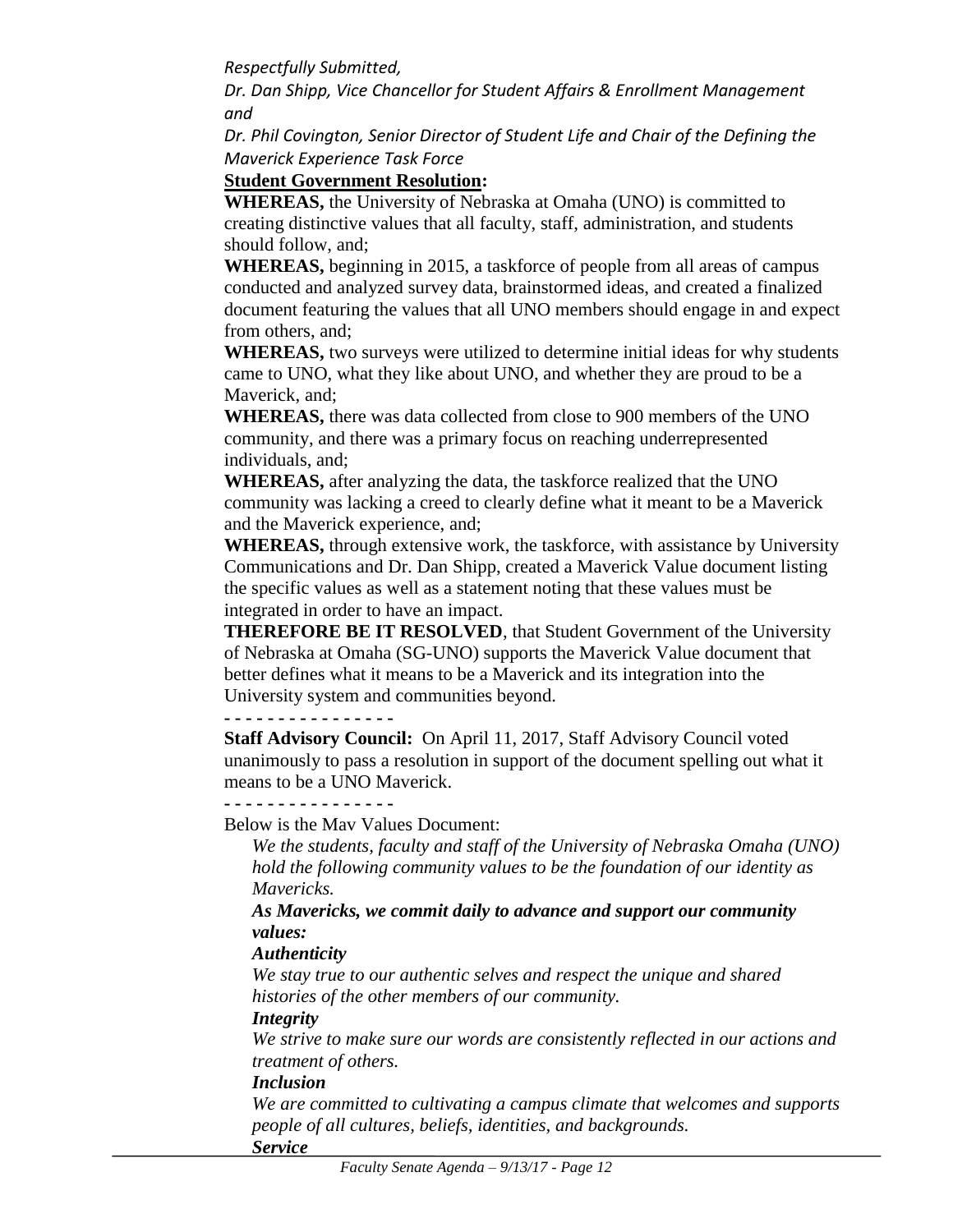*Respectfully Submitted,*

*Dr. Dan Shipp, Vice Chancellor for Student Affairs & Enrollment Management and*

*Dr. Phil Covington, Senior Director of Student Life and Chair of the Defining the Maverick Experience Task Force*

**Student Government Resolution:**

**WHEREAS,** the University of Nebraska at Omaha (UNO) is committed to creating distinctive values that all faculty, staff, administration, and students should follow, and;

**WHEREAS,** beginning in 2015, a taskforce of people from all areas of campus conducted and analyzed survey data, brainstormed ideas, and created a finalized document featuring the values that all UNO members should engage in and expect from others, and;

**WHEREAS,** two surveys were utilized to determine initial ideas for why students came to UNO, what they like about UNO, and whether they are proud to be a Maverick, and;

**WHEREAS,** there was data collected from close to 900 members of the UNO community, and there was a primary focus on reaching underrepresented individuals, and;

**WHEREAS,** after analyzing the data, the taskforce realized that the UNO community was lacking a creed to clearly define what it meant to be a Maverick and the Maverick experience, and;

**WHEREAS,** through extensive work, the taskforce, with assistance by University Communications and Dr. Dan Shipp, created a Maverick Value document listing the specific values as well as a statement noting that these values must be integrated in order to have an impact.

**THEREFORE BE IT RESOLVED**, that Student Government of the University of Nebraska at Omaha (SG-UNO) supports the Maverick Value document that better defines what it means to be a Maverick and its integration into the University system and communities beyond.

- - - - - - - - - - - - - - - -

**Staff Advisory Council:** On April 11, 2017, Staff Advisory Council voted unanimously to pass a resolution in support of the document spelling out what it means to be a UNO Maverick.

- - - - - - - - - - - - - - - -

Below is the Mav Values Document:

*We the students, faculty and staff of the University of Nebraska Omaha (UNO) hold the following community values to be the foundation of our identity as Mavericks.*

***As Mavericks, we commit daily to advance and support our community values:***

***Authenticity***

*We stay true to our authentic selves and respect the unique and shared histories of the other members of our community.*

***Integrity***

*We strive to make sure our words are consistently reflected in our actions and treatment of others.*

***Inclusion***

*We are committed to cultivating a campus climate that welcomes and supports people of all cultures, beliefs, identities, and backgrounds.*

***Service***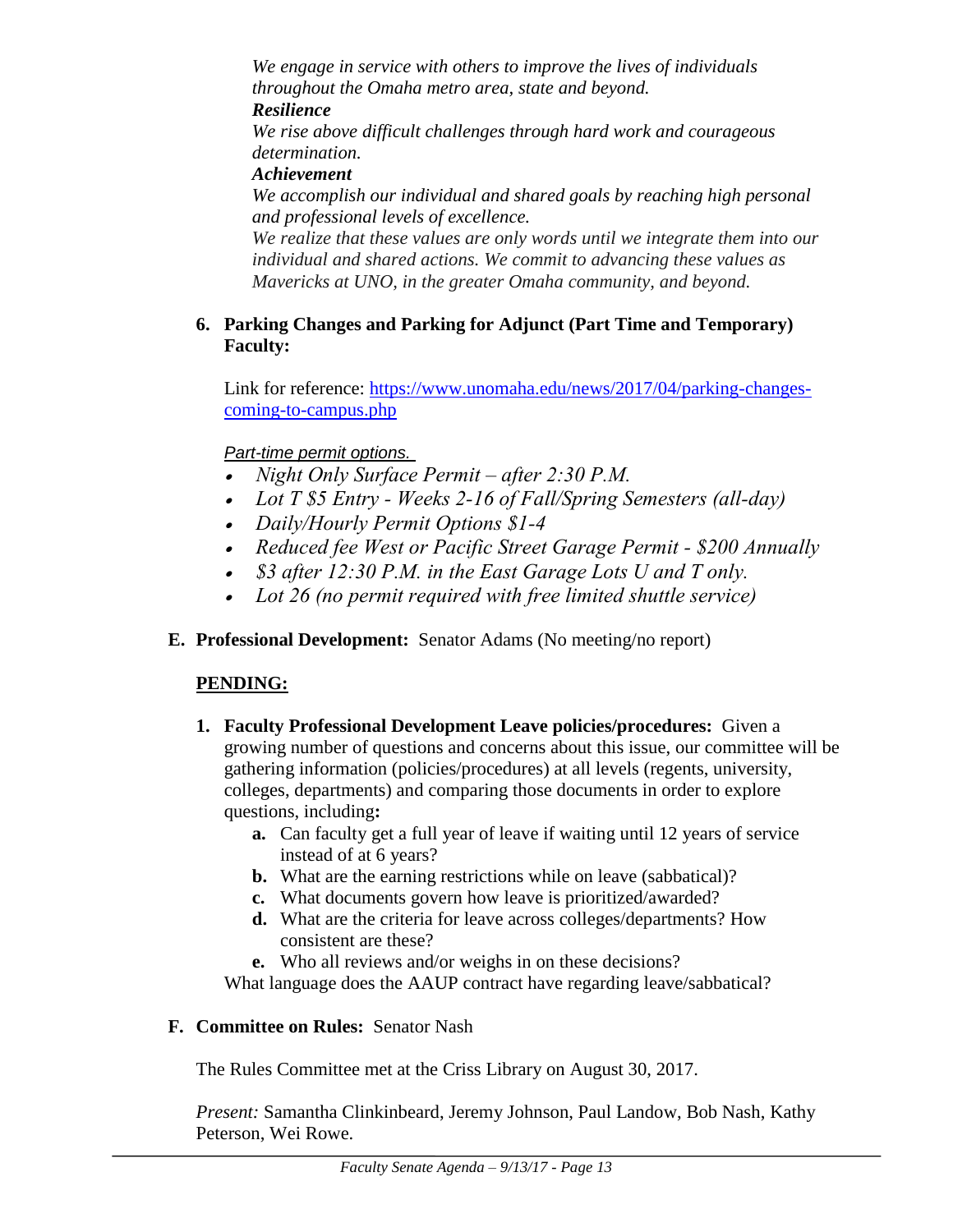*We engage in service with others to improve the lives of individuals throughout the Omaha metro area, state and beyond.*

***Resilience***

*We rise above difficult challenges through hard work and courageous determination.*

***Achievement***

*We accomplish our individual and shared goals by reaching high personal and professional levels of excellence.*

*We realize that these values are only words until we integrate them into our individual and shared actions. We commit to advancing these values as Mavericks at UNO, in the greater Omaha community, and beyond.*

**6. Parking Changes and Parking for Adjunct (Part Time and Temporary) Faculty:**

Link for reference: [https://www.unomaha.edu/news/2017/04/parking-changes-coming-to-campus.php](https://www.unomaha.edu/news/2017/04/parking-changes-coming-to-campus.php)

*Part-time permit options.*

- *Night Only Surface Permit – after 2:30 P.M.*
- *Lot T $5 Entry - Weeks 2-16 of Fall/Spring Semesters (all-day)*
- *Daily/Hourly Permit Options $1-4*
- *Reduced fee West or Pacific Street Garage Permit - $200 Annually*
- *$3 after 12:30 P.M. in the East Garage Lots U and T only.*
- *Lot 26 (no permit required with free limited shuttle service)*

**E. Professional Development:** Senator Adams (No meeting/no report)

**PENDING:**

**1. Faculty Professional Development Leave policies/procedures:** Given a growing number of questions and concerns about this issue, our committee will be gathering information (policies/procedures) at all levels (regents, university, colleges, departments) and comparing those documents in order to explore questions, including**:**

   **a.** Can faculty get a full year of leave if waiting until 12 years of service instead of at 6 years?

   **b.** What are the earning restrictions while on leave (sabbatical)?

   **c.** What documents govern how leave is prioritized/awarded?

   **d.** What are the criteria for leave across colleges/departments? How consistent are these?

   **e.** Who all reviews and/or weighs in on these decisions?

   What language does the AAUP contract have regarding leave/sabbatical?

**F. Committee on Rules:** Senator Nash

The Rules Committee met at the Criss Library on August 30, 2017.

*Present:* Samantha Clinkinbeard, Jeremy Johnson, Paul Landow, Bob Nash, Kathy Peterson, Wei Rowe.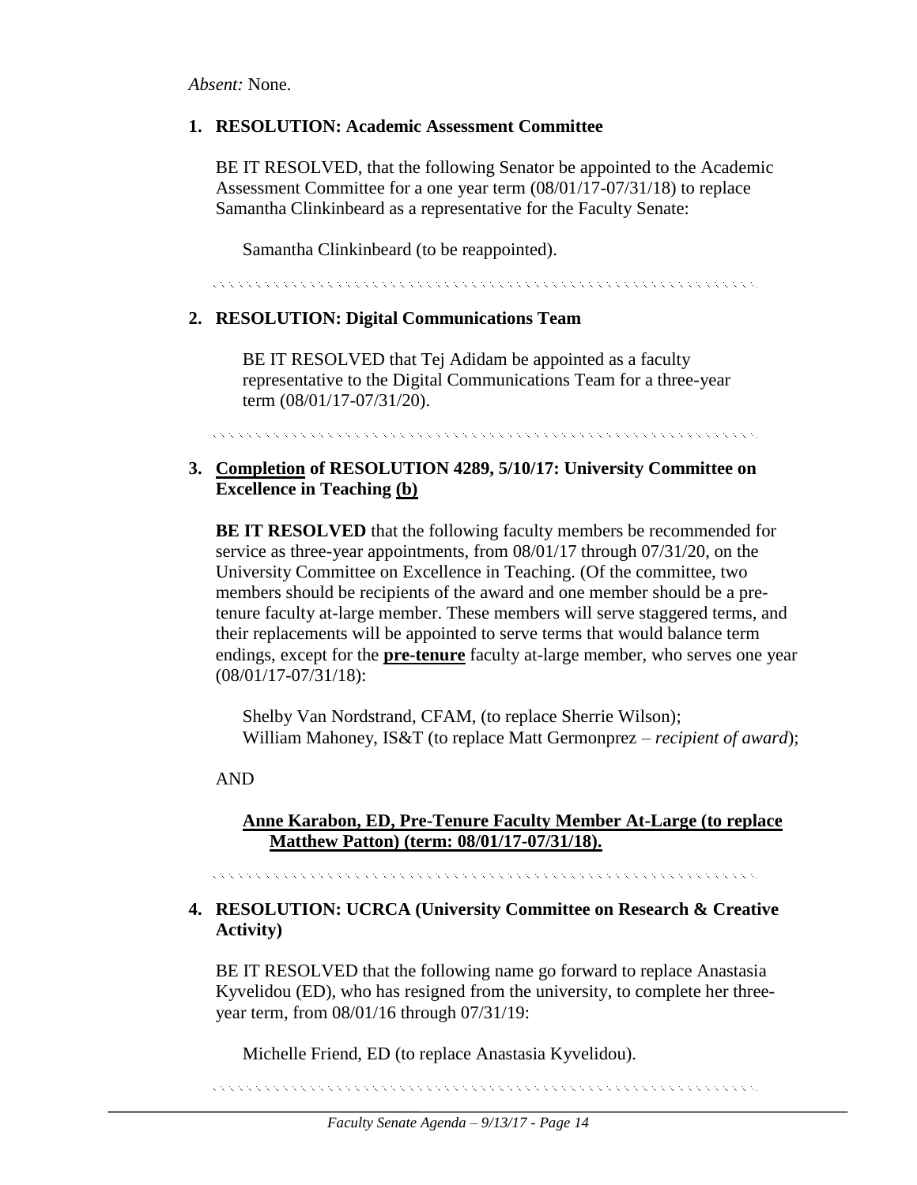*Absent:* None.

**1. RESOLUTION: Academic Assessment Committee**

BE IT RESOLVED, that the following Senator be appointed to the Academic Assessment Committee for a one year term (08/01/17-07/31/18) to replace Samantha Clinkinbeard as a representative for the Faculty Senate:

Samantha Clinkinbeard (to be reappointed).

**2. RESOLUTION: Digital Communications Team**

BE IT RESOLVED that Tej Adidam be appointed as a faculty representative to the Digital Communications Team for a three-year term (08/01/17-07/31/20).

**3. <u>Completion</u> of RESOLUTION 4289, 5/10/17: University Committee on Excellence in Teaching <u>(b)</u>**

**BE IT RESOLVED** that the following faculty members be recommended for service as three-year appointments, from 08/01/17 through 07/31/20, on the University Committee on Excellence in Teaching. (Of the committee, two members should be recipients of the award and one member should be a pre-tenure faculty at-large member. These members will serve staggered terms, and their replacements will be appointed to serve terms that would balance term endings, except for the **<u>pre-tenure</u>** faculty at-large member, who serves one year (08/01/17-07/31/18):

Shelby Van Nordstrand, CFAM, (to replace Sherrie Wilson);
William Mahoney, IS&T (to replace Matt Germonprez – *recipient of award*);

AND

**<u>Anne Karabon, ED, Pre-Tenure Faculty Member At-Large (to replace Matthew Patton) (term: 08/01/17-07/31/18).</u>**

**4. RESOLUTION: UCRCA (University Committee on Research & Creative Activity)**

BE IT RESOLVED that the following name go forward to replace Anastasia Kyvelidou (ED), who has resigned from the university, to complete her three-year term, from 08/01/16 through 07/31/19:

Michelle Friend, ED (to replace Anastasia Kyvelidou).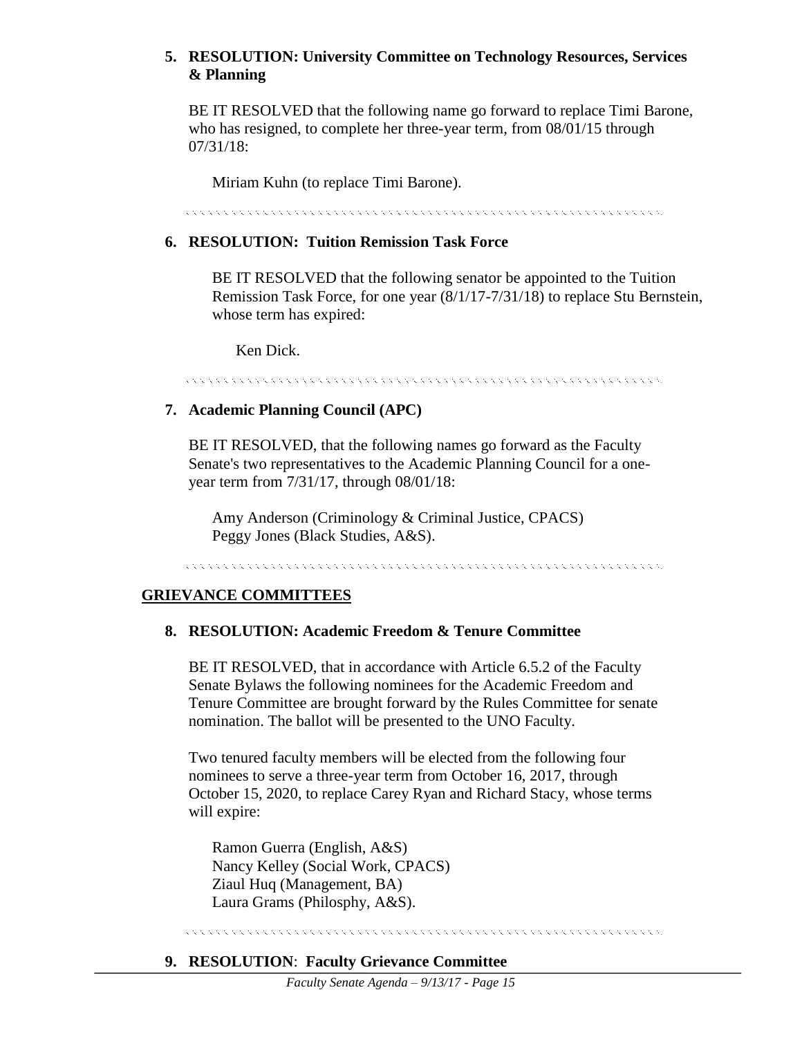**5. RESOLUTION: University Committee on Technology Resources, Services & Planning**

BE IT RESOLVED that the following name go forward to replace Timi Barone, who has resigned, to complete her three-year term, from 08/01/15 through 07/31/18:

Miriam Kuhn (to replace Timi Barone).

**6. RESOLUTION: Tuition Remission Task Force**

BE IT RESOLVED that the following senator be appointed to the Tuition Remission Task Force, for one year (8/1/17-7/31/18) to replace Stu Bernstein, whose term has expired:

Ken Dick.

**7. Academic Planning Council (APC)**

BE IT RESOLVED, that the following names go forward as the Faculty Senate's two representatives to the Academic Planning Council for a one-year term from 7/31/17, through 08/01/18:

Amy Anderson (Criminology & Criminal Justice, CPACS)
Peggy Jones (Black Studies, A&S).

## GRIEVANCE COMMITTEES

**8. RESOLUTION: Academic Freedom & Tenure Committee**

BE IT RESOLVED, that in accordance with Article 6.5.2 of the Faculty Senate Bylaws the following nominees for the Academic Freedom and Tenure Committee are brought forward by the Rules Committee for senate nomination. The ballot will be presented to the UNO Faculty.

Two tenured faculty members will be elected from the following four nominees to serve a three-year term from October 16, 2017, through October 15, 2020, to replace Carey Ryan and Richard Stacy, whose terms will expire:

Ramon Guerra (English, A&S)
Nancy Kelley (Social Work, CPACS)
Ziaul Huq (Management, BA)
Laura Grams (Philosphy, A&S).

**9. RESOLUTION: Faculty Grievance Committee**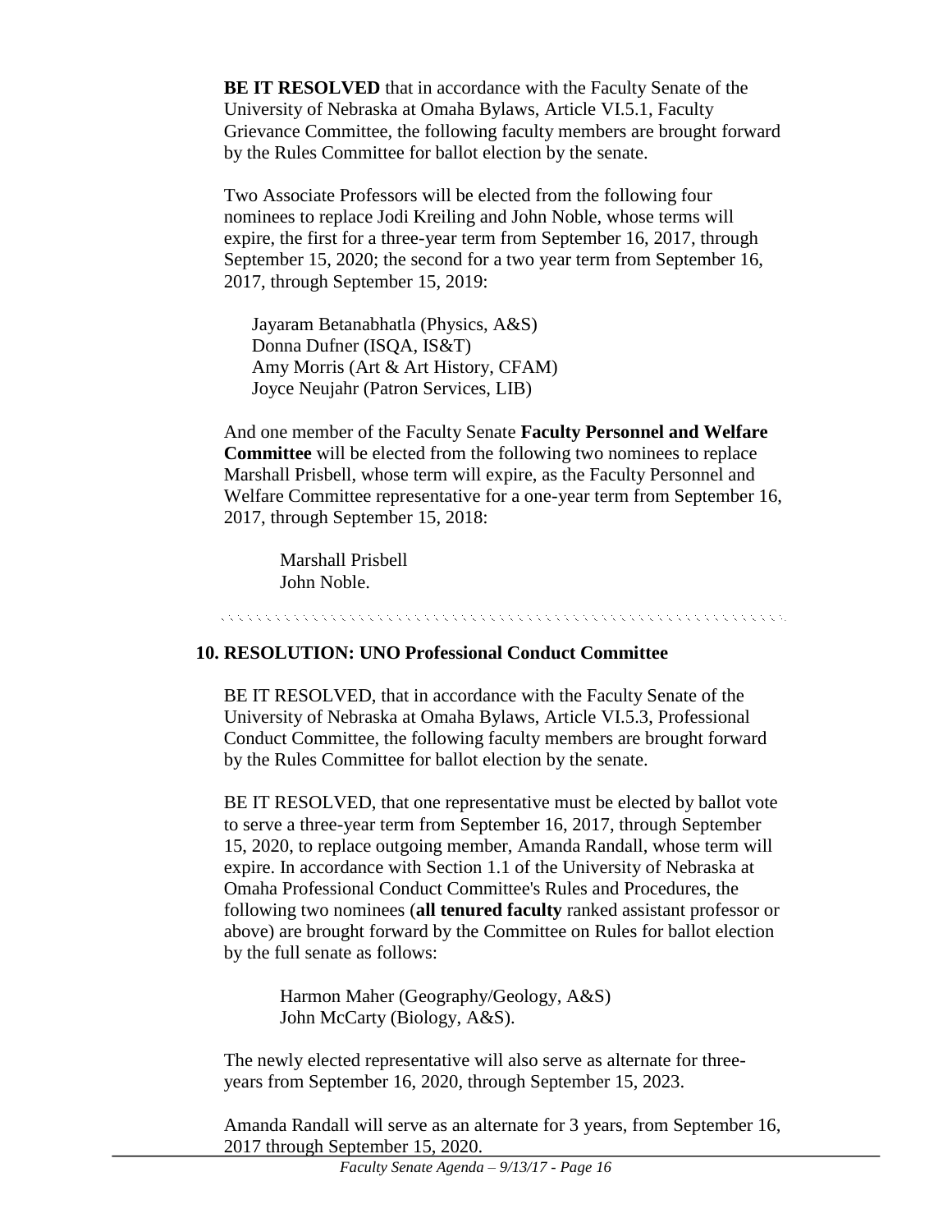**BE IT RESOLVED** that in accordance with the Faculty Senate of the University of Nebraska at Omaha Bylaws, Article VI.5.1, Faculty Grievance Committee, the following faculty members are brought forward by the Rules Committee for ballot election by the senate.

Two Associate Professors will be elected from the following four nominees to replace Jodi Kreiling and John Noble, whose terms will expire, the first for a three-year term from September 16, 2017, through September 15, 2020; the second for a two year term from September 16, 2017, through September 15, 2019:

Jayaram Betanabhatla (Physics, A&S)
Donna Dufner (ISQA, IS&T)
Amy Morris (Art & Art History, CFAM)
Joyce Neujahr (Patron Services, LIB)

And one member of the Faculty Senate **Faculty Personnel and Welfare Committee** will be elected from the following two nominees to replace Marshall Prisbell, whose term will expire, as the Faculty Personnel and Welfare Committee representative for a one-year term from September 16, 2017, through September 15, 2018:

Marshall Prisbell
John Noble.

## 10. RESOLUTION: UNO Professional Conduct Committee

BE IT RESOLVED, that in accordance with the Faculty Senate of the University of Nebraska at Omaha Bylaws, Article VI.5.3, Professional Conduct Committee, the following faculty members are brought forward by the Rules Committee for ballot election by the senate.

BE IT RESOLVED, that one representative must be elected by ballot vote to serve a three-year term from September 16, 2017, through September 15, 2020, to replace outgoing member, Amanda Randall, whose term will expire. In accordance with Section 1.1 of the University of Nebraska at Omaha Professional Conduct Committee's Rules and Procedures, the following two nominees (**all tenured faculty** ranked assistant professor or above) are brought forward by the Committee on Rules for ballot election by the full senate as follows:

Harmon Maher (Geography/Geology, A&S)
John McCarty (Biology, A&S).

The newly elected representative will also serve as alternate for three-years from September 16, 2020, through September 15, 2023.

Amanda Randall will serve as an alternate for 3 years, from September 16, 2017 through September 15, 2020.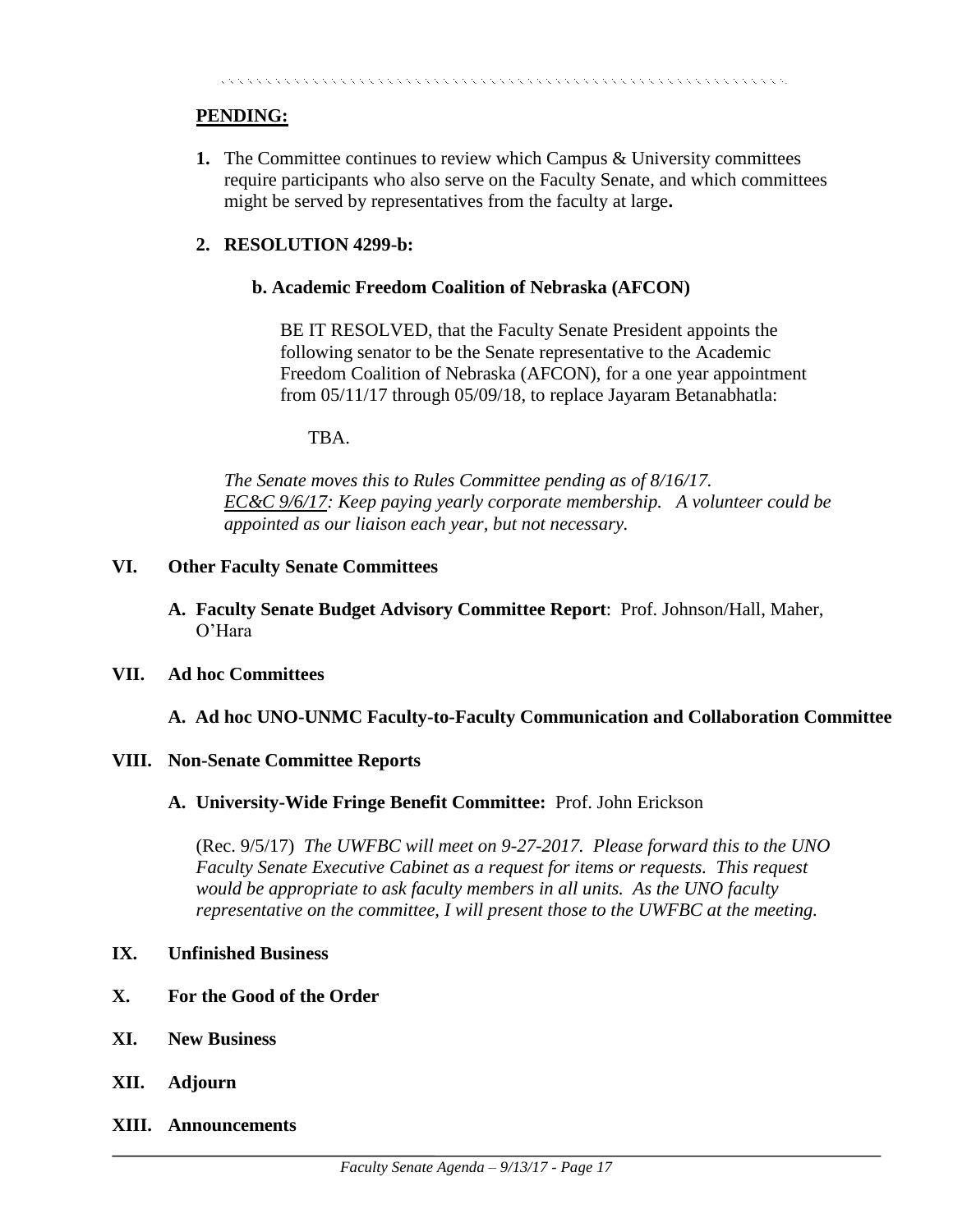**PENDING:**

1. The Committee continues to review which Campus & University committees require participants who also serve on the Faculty Senate, and which committees might be served by representatives from the faculty at large**.**

2. **RESOLUTION 4299-b:**

   **b. Academic Freedom Coalition of Nebraska (AFCON)**

   BE IT RESOLVED, that the Faculty Senate President appoints the following senator to be the Senate representative to the Academic Freedom Coalition of Nebraska (AFCON), for a one year appointment from 05/11/17 through 05/09/18, to replace Jayaram Betanabhatla:

   TBA.

   *The Senate moves this to Rules Committee pending as of 8/16/17.*
   *<u>EC&C 9/6/17</u>: Keep paying yearly corporate membership. A volunteer could be appointed as our liaison each year, but not necessary.*

## VI. Other Faculty Senate Committees

**A. Faculty Senate Budget Advisory Committee Report**: Prof. Johnson/Hall, Maher, O'Hara

## VII. Ad hoc Committees

**A. Ad hoc UNO-UNMC Faculty-to-Faculty Communication and Collaboration Committee**

## VIII. Non-Senate Committee Reports

**A. University-Wide Fringe Benefit Committee:** Prof. John Erickson

(Rec. 9/5/17) *The UWFBC will meet on 9-27-2017. Please forward this to the UNO Faculty Senate Executive Cabinet as a request for items or requests. This request would be appropriate to ask faculty members in all units. As the UNO faculty representative on the committee, I will present those to the UWFBC at the meeting.*

## IX. Unfinished Business

## X. For the Good of the Order

## XI. New Business

## XII. Adjourn

## XIII. Announcements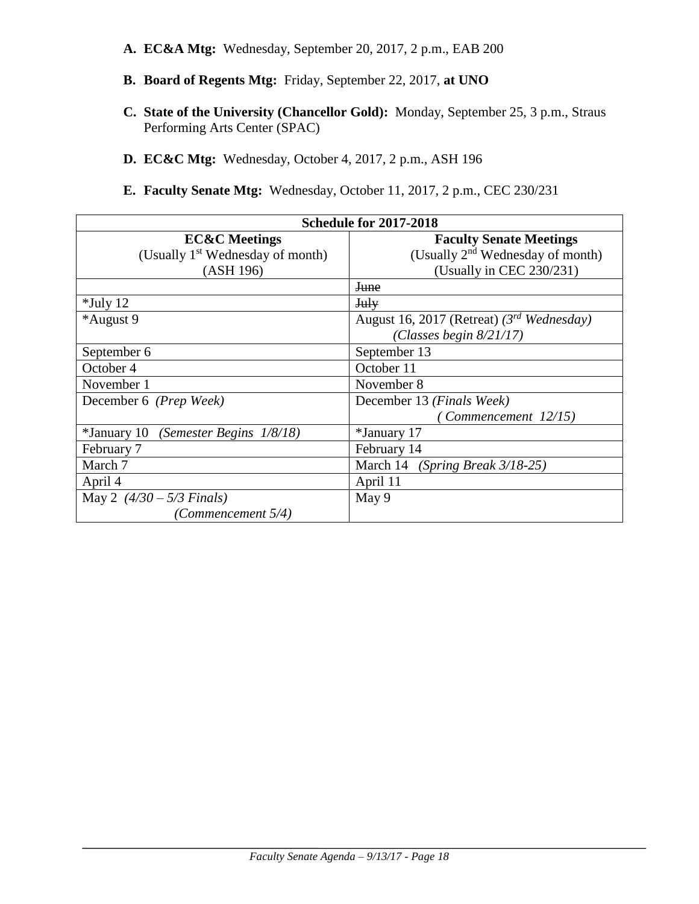A. **EC&A Mtg:** Wednesday, September 20, 2017, 2 p.m., EAB 200

B. **Board of Regents Mtg:** Friday, September 22, 2017, **at UNO**

C. **State of the University (Chancellor Gold):** Monday, September 25, 3 p.m., Straus Performing Arts Center (SPAC)

D. **EC&C Mtg:** Wednesday, October 4, 2017, 2 p.m., ASH 196

E. **Faculty Senate Mtg:** Wednesday, October 11, 2017, 2 p.m., CEC 230/231

| **Schedule for 2017-2018** | |
|---|---|
| **EC&C Meetings** (Usually 1st Wednesday of month) (ASH 196) | **Faculty Senate Meetings** (Usually 2nd Wednesday of month) (Usually in CEC 230/231) |
| | ~~June~~ |
| *July 12 | ~~July~~ |
| *August 9 | August 16, 2017 (Retreat) *(3rd Wednesday)* *(Classes begin 8/21/17)* |
| September 6 | September 13 |
| October 4 | October 11 |
| November 1 | November 8 |
| December 6 *(Prep Week)* | December 13 *(Finals Week)* *( Commencement 12/15)* |
| *January 10 *(Semester Begins 1/8/18)* | *January 17 |
| February 7 | February 14 |
| March 7 | March 14 *(Spring Break 3/18-25)* |
| April 4 | April 11 |
| May 2 *(4/30 – 5/3 Finals)* *(Commencement 5/4)* | May 9 |